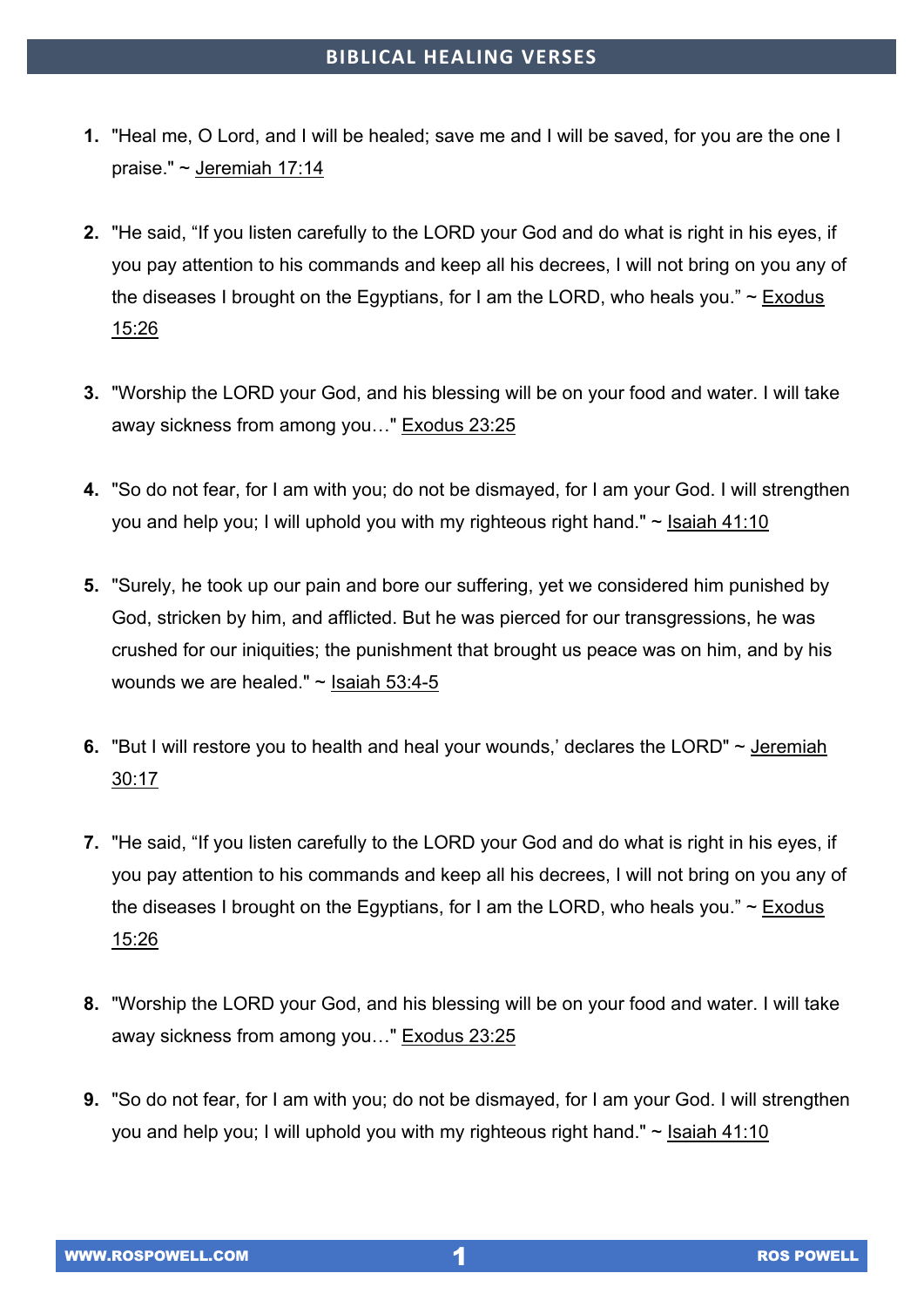# BIBLICAL HEALING VERSES

1. "Heal me, O Lord, and I will be healed; save me and I will be saved, for you are the one I praise." ~ Jeremiah 17:14

2. "He said, "If you listen carefully to the LORD your God and do what is right in his eyes, if you pay attention to his commands and keep all his decrees, I will not bring on you any of the diseases I brought on the Egyptians, for I am the LORD, who heals you." ~ Exodus 15:26

3. "Worship the LORD your God, and his blessing will be on your food and water. I will take away sickness from among you…" Exodus 23:25

4. "So do not fear, for I am with you; do not be dismayed, for I am your God. I will strengthen you and help you; I will uphold you with my righteous right hand." ~ Isaiah 41:10

5. "Surely, he took up our pain and bore our suffering, yet we considered him punished by God, stricken by him, and afflicted. But he was pierced for our transgressions, he was crushed for our iniquities; the punishment that brought us peace was on him, and by his wounds we are healed." ~ Isaiah 53:4-5

6. "But I will restore you to health and heal your wounds,' declares the LORD" ~ Jeremiah 30:17

7. "He said, "If you listen carefully to the LORD your God and do what is right in his eyes, if you pay attention to his commands and keep all his decrees, I will not bring on you any of the diseases I brought on the Egyptians, for I am the LORD, who heals you." ~ Exodus 15:26

8. "Worship the LORD your God, and his blessing will be on your food and water. I will take away sickness from among you…" Exodus 23:25

9. "So do not fear, for I am with you; do not be dismayed, for I am your God. I will strengthen you and help you; I will uphold you with my righteous right hand." ~ Isaiah 41:10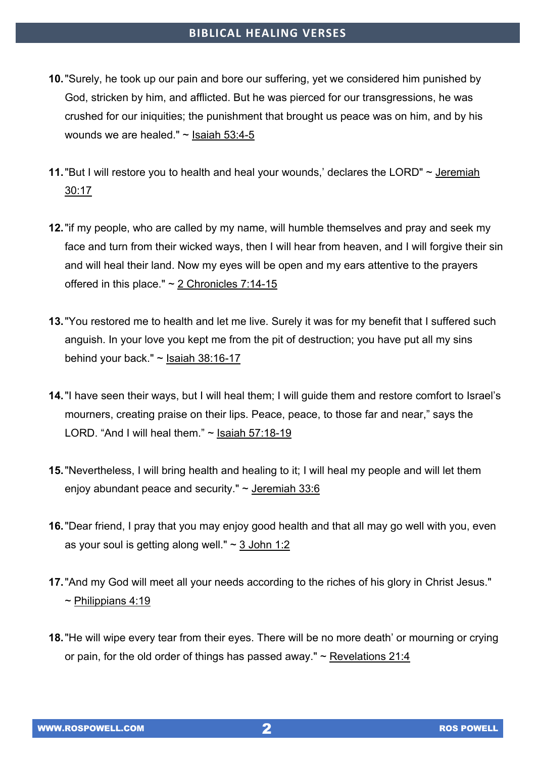10. "Surely, he took up our pain and bore our suffering, yet we considered him punished by God, stricken by him, and afflicted. But he was pierced for our transgressions, he was crushed for our iniquities; the punishment that brought us peace was on him, and by his wounds we are healed." ~ Isaiah 53:4-5

11. "But I will restore you to health and heal your wounds,' declares the LORD" ~ Jeremiah 30:17

12. "if my people, who are called by my name, will humble themselves and pray and seek my face and turn from their wicked ways, then I will hear from heaven, and I will forgive their sin and will heal their land. Now my eyes will be open and my ears attentive to the prayers offered in this place." ~ 2 Chronicles 7:14-15

13. "You restored me to health and let me live. Surely it was for my benefit that I suffered such anguish. In your love you kept me from the pit of destruction; you have put all my sins behind your back." ~ Isaiah 38:16-17

14. "I have seen their ways, but I will heal them; I will guide them and restore comfort to Israel's mourners, creating praise on their lips. Peace, peace, to those far and near," says the LORD. "And I will heal them." ~ Isaiah 57:18-19

15. "Nevertheless, I will bring health and healing to it; I will heal my people and will let them enjoy abundant peace and security." ~ Jeremiah 33:6

16. "Dear friend, I pray that you may enjoy good health and that all may go well with you, even as your soul is getting along well." ~ 3 John 1:2

17. "And my God will meet all your needs according to the riches of his glory in Christ Jesus." ~ Philippians 4:19

18. "He will wipe every tear from their eyes. There will be no more death' or mourning or crying or pain, for the old order of things has passed away." ~ Revelations 21:4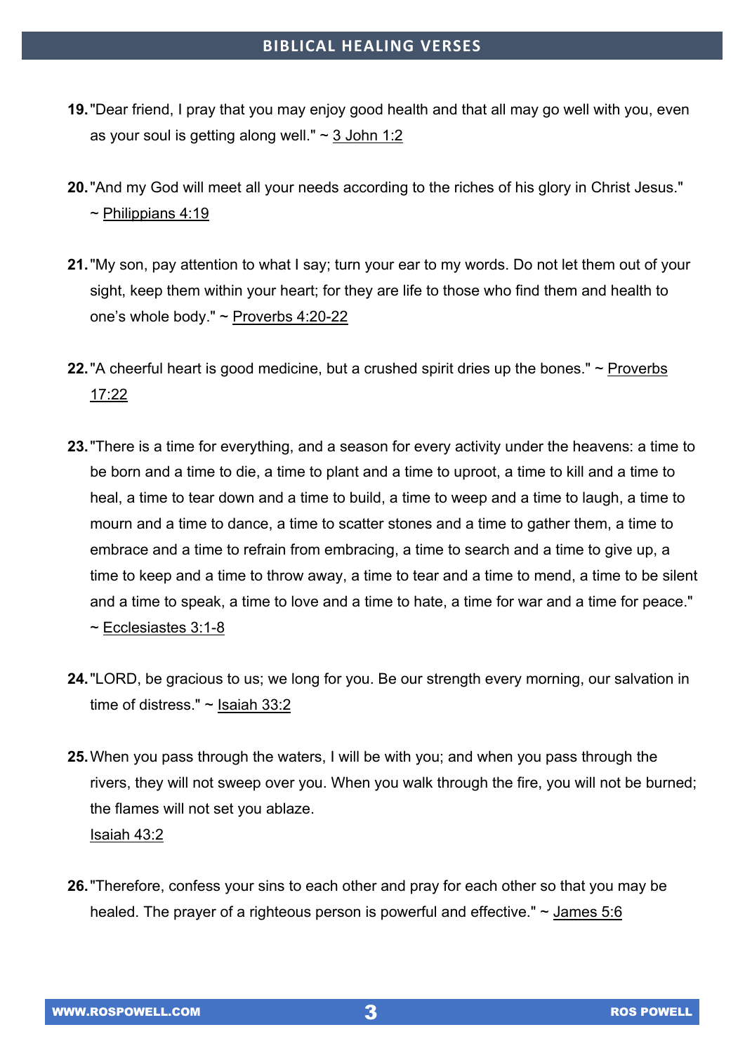19. "Dear friend, I pray that you may enjoy good health and that all may go well with you, even as your soul is getting along well." ~ 3 John 1:2

20. "And my God will meet all your needs according to the riches of his glory in Christ Jesus." ~ Philippians 4:19

21. "My son, pay attention to what I say; turn your ear to my words. Do not let them out of your sight, keep them within your heart; for they are life to those who find them and health to one's whole body." ~ Proverbs 4:20-22

22. "A cheerful heart is good medicine, but a crushed spirit dries up the bones." ~ Proverbs 17:22

23. "There is a time for everything, and a season for every activity under the heavens: a time to be born and a time to die, a time to plant and a time to uproot, a time to kill and a time to heal, a time to tear down and a time to build, a time to weep and a time to laugh, a time to mourn and a time to dance, a time to scatter stones and a time to gather them, a time to embrace and a time to refrain from embracing, a time to search and a time to give up, a time to keep and a time to throw away, a time to tear and a time to mend, a time to be silent and a time to speak, a time to love and a time to hate, a time for war and a time for peace." ~ Ecclesiastes 3:1-8

24. "LORD, be gracious to us; we long for you. Be our strength every morning, our salvation in time of distress." ~ Isaiah 33:2

25. When you pass through the waters, I will be with you; and when you pass through the rivers, they will not sweep over you. When you walk through the fire, you will not be burned; the flames will not set you ablaze.
    Isaiah 43:2

26. "Therefore, confess your sins to each other and pray for each other so that you may be healed. The prayer of a righteous person is powerful and effective." ~ James 5:6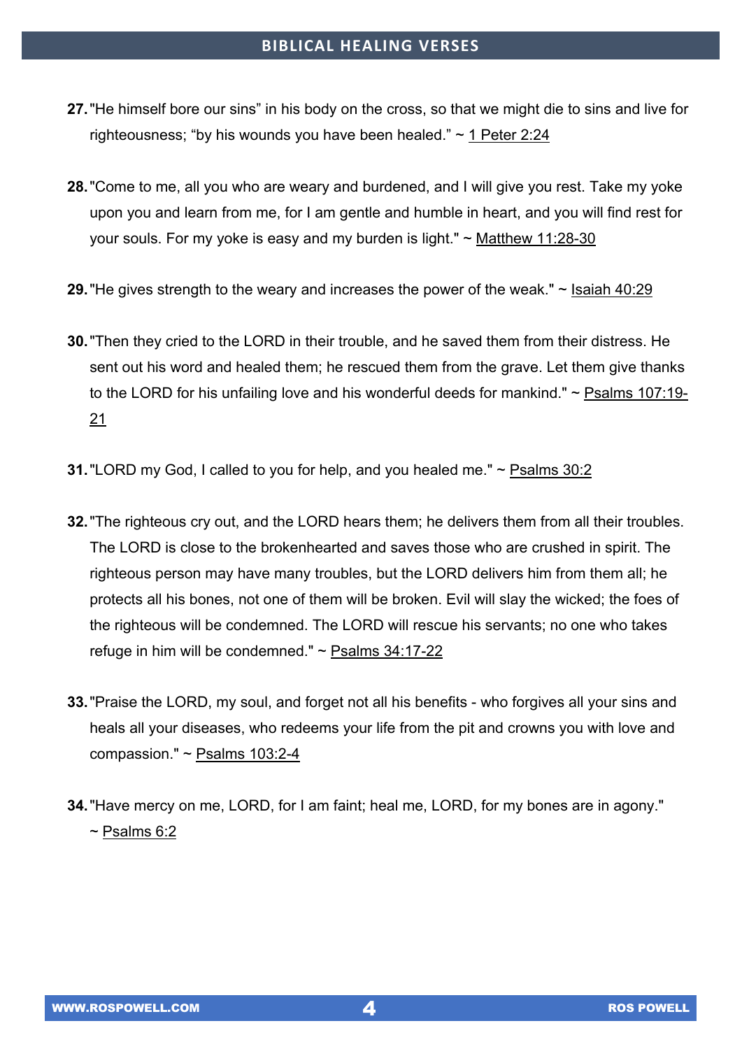27. "He himself bore our sins" in his body on the cross, so that we might die to sins and live for righteousness; "by his wounds you have been healed." ~ 1 Peter 2:24

28. "Come to me, all you who are weary and burdened, and I will give you rest. Take my yoke upon you and learn from me, for I am gentle and humble in heart, and you will find rest for your souls. For my yoke is easy and my burden is light." ~ Matthew 11:28-30

29. "He gives strength to the weary and increases the power of the weak." ~ Isaiah 40:29

30. "Then they cried to the LORD in their trouble, and he saved them from their distress. He sent out his word and healed them; he rescued them from the grave. Let them give thanks to the LORD for his unfailing love and his wonderful deeds for mankind." ~ Psalms 107:19-21

31. "LORD my God, I called to you for help, and you healed me." ~ Psalms 30:2

32. "The righteous cry out, and the LORD hears them; he delivers them from all their troubles. The LORD is close to the brokenhearted and saves those who are crushed in spirit. The righteous person may have many troubles, but the LORD delivers him from them all; he protects all his bones, not one of them will be broken. Evil will slay the wicked; the foes of the righteous will be condemned. The LORD will rescue his servants; no one who takes refuge in him will be condemned." ~ Psalms 34:17-22

33. "Praise the LORD, my soul, and forget not all his benefits - who forgives all your sins and heals all your diseases, who redeems your life from the pit and crowns you with love and compassion." ~ Psalms 103:2-4

34. "Have mercy on me, LORD, for I am faint; heal me, LORD, for my bones are in agony." ~ Psalms 6:2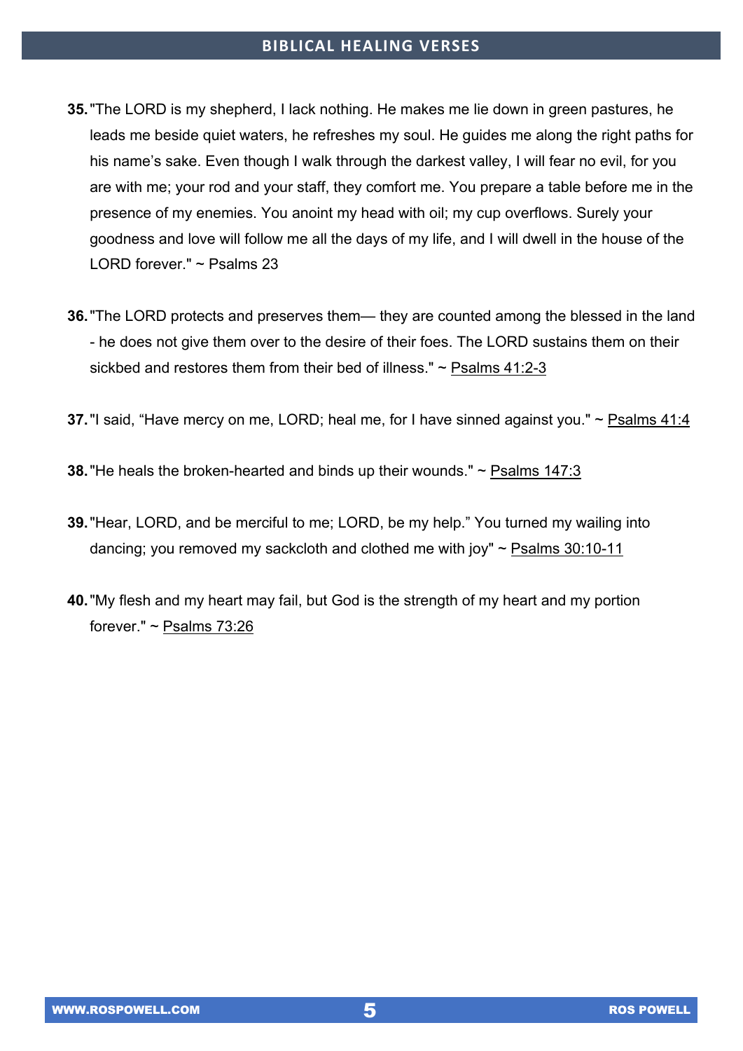35. "The LORD is my shepherd, I lack nothing. He makes me lie down in green pastures, he leads me beside quiet waters, he refreshes my soul. He guides me along the right paths for his name's sake. Even though I walk through the darkest valley, I will fear no evil, for you are with me; your rod and your staff, they comfort me. You prepare a table before me in the presence of my enemies. You anoint my head with oil; my cup overflows. Surely your goodness and love will follow me all the days of my life, and I will dwell in the house of the LORD forever." ~ Psalms 23

36. "The LORD protects and preserves them— they are counted among the blessed in the land - he does not give them over to the desire of their foes. The LORD sustains them on their sickbed and restores them from their bed of illness." ~ Psalms 41:2-3

37. "I said, "Have mercy on me, LORD; heal me, for I have sinned against you." ~ Psalms 41:4

38. "He heals the broken-hearted and binds up their wounds." ~ Psalms 147:3

39. "Hear, LORD, and be merciful to me; LORD, be my help." You turned my wailing into dancing; you removed my sackcloth and clothed me with joy" ~ Psalms 30:10-11

40. "My flesh and my heart may fail, but God is the strength of my heart and my portion forever." ~ Psalms 73:26